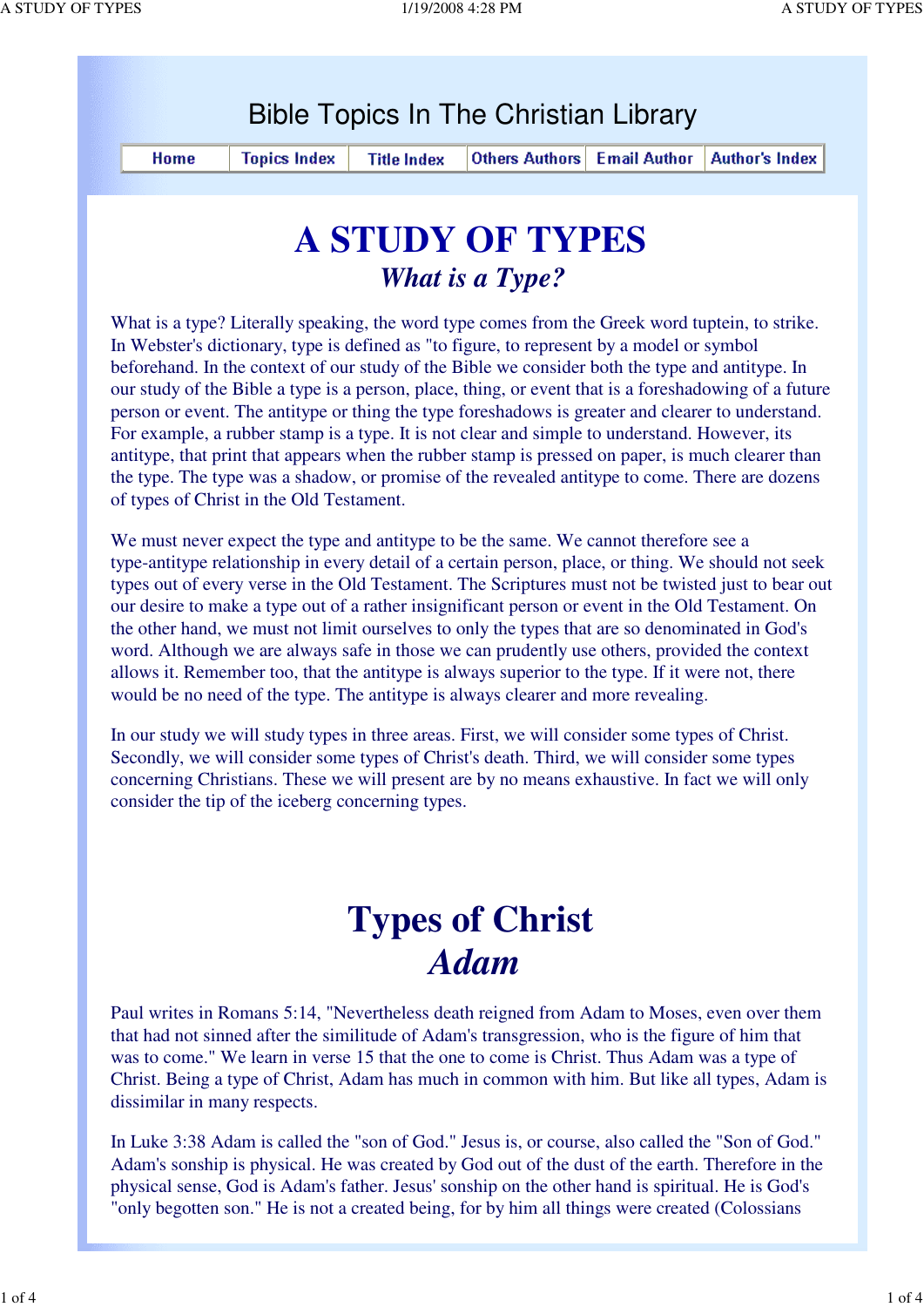Bible Topics In The Christian Library

Home | Topics Index | Title Index | Others Authors | Email Author | Author's Index

# A STUDY OF TYPES

## *What is a Type?*

What is a type? Literally speaking, the word type comes from the Greek word tuptein, to strike. In Webster's dictionary, type is defined as "to figure, to represent by a model or symbol beforehand. In the context of our study of the Bible we consider both the type and antitype. In our study of the Bible a type is a person, place, thing, or event that is a foreshadowing of a future person or event. The antitype or thing the type foreshadows is greater and clearer to understand. For example, a rubber stamp is a type. It is not clear and simple to understand. However, its antitype, that print that appears when the rubber stamp is pressed on paper, is much clearer than the type. The type was a shadow, or promise of the revealed antitype to come. There are dozens of types of Christ in the Old Testament.

We must never expect the type and antitype to be the same. We cannot therefore see a type-antitype relationship in every detail of a certain person, place, or thing. We should not seek types out of every verse in the Old Testament. The Scriptures must not be twisted just to bear out our desire to make a type out of a rather insignificant person or event in the Old Testament. On the other hand, we must not limit ourselves to only the types that are so denominated in God's word. Although we are always safe in those we can prudently use others, provided the context allows it. Remember too, that the antitype is always superior to the type. If it were not, there would be no need of the type. The antitype is always clearer and more revealing.

In our study we will study types in three areas. First, we will consider some types of Christ. Secondly, we will consider some types of Christ's death. Third, we will consider some types concerning Christians. These we will present are by no means exhaustive. In fact we will only consider the tip of the iceberg concerning types.

# Types of Christ

## *Adam*

Paul writes in Romans 5:14, "Nevertheless death reigned from Adam to Moses, even over them that had not sinned after the similitude of Adam's transgression, who is the figure of him that was to come." We learn in verse 15 that the one to come is Christ. Thus Adam was a type of Christ. Being a type of Christ, Adam has much in common with him. But like all types, Adam is dissimilar in many respects.

In Luke 3:38 Adam is called the "son of God." Jesus is, or course, also called the "Son of God." Adam's sonship is physical. He was created by God out of the dust of the earth. Therefore in the physical sense, God is Adam's father. Jesus' sonship on the other hand is spiritual. He is God's "only begotten son." He is not a created being, for by him all things were created (Colossians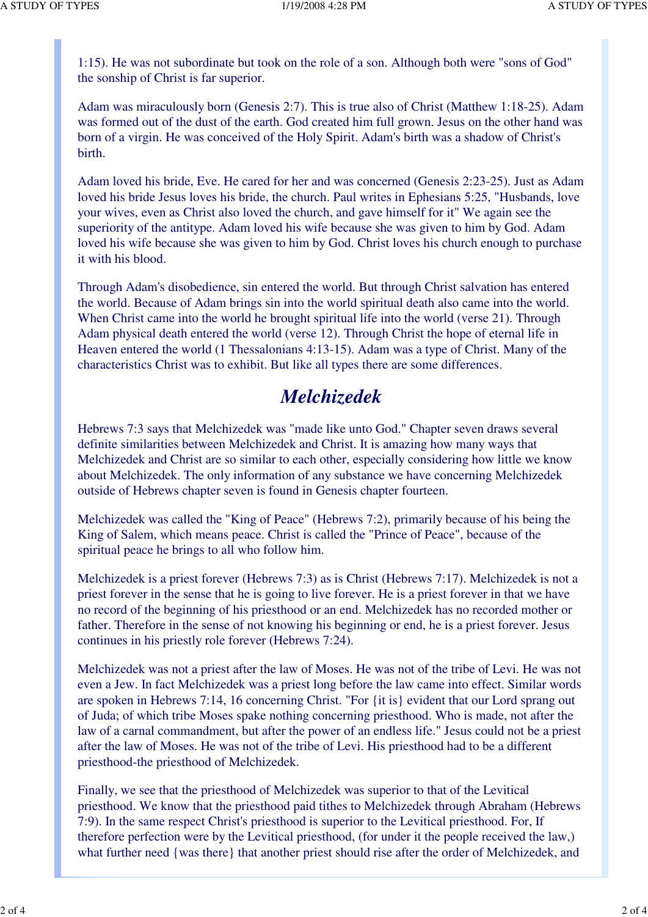1:15). He was not subordinate but took on the role of a son. Although both were "sons of God" the sonship of Christ is far superior.

Adam was miraculously born (Genesis 2:7). This is true also of Christ (Matthew 1:18-25). Adam was formed out of the dust of the earth. God created him full grown. Jesus on the other hand was born of a virgin. He was conceived of the Holy Spirit. Adam's birth was a shadow of Christ's birth.

Adam loved his bride, Eve. He cared for her and was concerned (Genesis 2:23-25). Just as Adam loved his bride Jesus loves his bride, the church. Paul writes in Ephesians 5:25, "Husbands, love your wives, even as Christ also loved the church, and gave himself for it" We again see the superiority of the antitype. Adam loved his wife because she was given to him by God. Adam loved his wife because she was given to him by God. Christ loves his church enough to purchase it with his blood.

Through Adam's disobedience, sin entered the world. But through Christ salvation has entered the world. Because of Adam brings sin into the world spiritual death also came into the world. When Christ came into the world he brought spiritual life into the world (verse 21). Through Adam physical death entered the world (verse 12). Through Christ the hope of eternal life in Heaven entered the world (1 Thessalonians 4:13-15). Adam was a type of Christ. Many of the characteristics Christ was to exhibit. But like all types there are some differences.

## *Melchizedek*

Hebrews 7:3 says that Melchizedek was "made like unto God." Chapter seven draws several definite similarities between Melchizedek and Christ. It is amazing how many ways that Melchizedek and Christ are so similar to each other, especially considering how little we know about Melchizedek. The only information of any substance we have concerning Melchizedek outside of Hebrews chapter seven is found in Genesis chapter fourteen.

Melchizedek was called the "King of Peace" (Hebrews 7:2), primarily because of his being the King of Salem, which means peace. Christ is called the "Prince of Peace", because of the spiritual peace he brings to all who follow him.

Melchizedek is a priest forever (Hebrews 7:3) as is Christ (Hebrews 7:17). Melchizedek is not a priest forever in the sense that he is going to live forever. He is a priest forever in that we have no record of the beginning of his priesthood or an end. Melchizedek has no recorded mother or father. Therefore in the sense of not knowing his beginning or end, he is a priest forever. Jesus continues in his priestly role forever (Hebrews 7:24).

Melchizedek was not a priest after the law of Moses. He was not of the tribe of Levi. He was not even a Jew. In fact Melchizedek was a priest long before the law came into effect. Similar words are spoken in Hebrews 7:14, 16 concerning Christ. "For {it is} evident that our Lord sprang out of Juda; of which tribe Moses spake nothing concerning priesthood. Who is made, not after the law of a carnal commandment, but after the power of an endless life." Jesus could not be a priest after the law of Moses. He was not of the tribe of Levi. His priesthood had to be a different priesthood-the priesthood of Melchizedek.

Finally, we see that the priesthood of Melchizedek was superior to that of the Levitical priesthood. We know that the priesthood paid tithes to Melchizedek through Abraham (Hebrews 7:9). In the same respect Christ's priesthood is superior to the Levitical priesthood. For, If therefore perfection were by the Levitical priesthood, (for under it the people received the law,) what further need {was there} that another priest should rise after the order of Melchizedek, and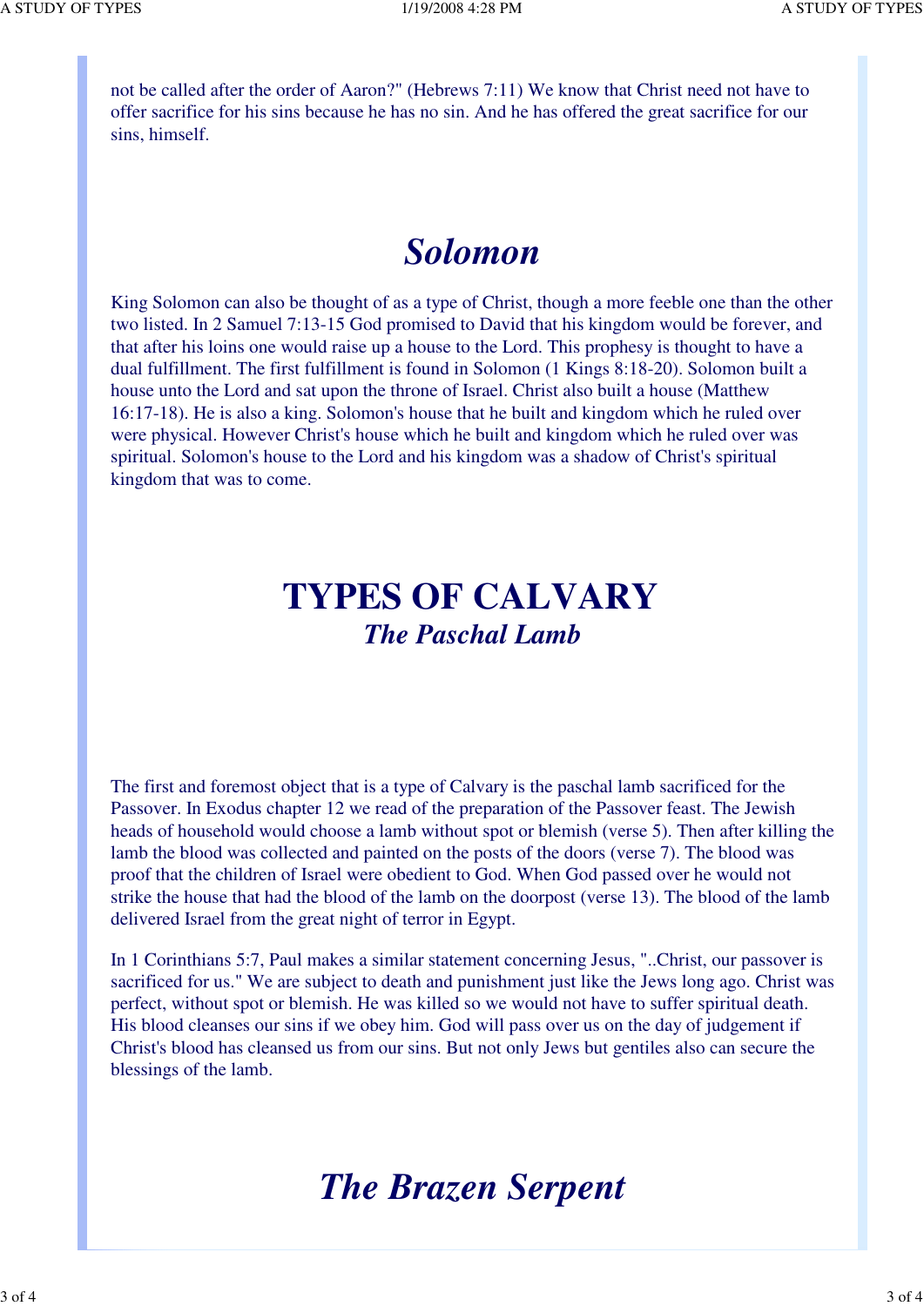not be called after the order of Aaron?" (Hebrews 7:11) We know that Christ need not have to offer sacrifice for his sins because he has no sin. And he has offered the great sacrifice for our sins, himself.

## *Solomon*

King Solomon can also be thought of as a type of Christ, though a more feeble one than the other two listed. In 2 Samuel 7:13-15 God promised to David that his kingdom would be forever, and that after his loins one would raise up a house to the Lord. This prophesy is thought to have a dual fulfillment. The first fulfillment is found in Solomon (1 Kings 8:18-20). Solomon built a house unto the Lord and sat upon the throne of Israel. Christ also built a house (Matthew 16:17-18). He is also a king. Solomon's house that he built and kingdom which he ruled over were physical. However Christ's house which he built and kingdom which he ruled over was spiritual. Solomon's house to the Lord and his kingdom was a shadow of Christ's spiritual kingdom that was to come.

# TYPES OF CALVARY

## *The Paschal Lamb*

The first and foremost object that is a type of Calvary is the paschal lamb sacrificed for the Passover. In Exodus chapter 12 we read of the preparation of the Passover feast. The Jewish heads of household would choose a lamb without spot or blemish (verse 5). Then after killing the lamb the blood was collected and painted on the posts of the doors (verse 7). The blood was proof that the children of Israel were obedient to God. When God passed over he would not strike the house that had the blood of the lamb on the doorpost (verse 13). The blood of the lamb delivered Israel from the great night of terror in Egypt.

In 1 Corinthians 5:7, Paul makes a similar statement concerning Jesus, "..Christ, our passover is sacrificed for us." We are subject to death and punishment just like the Jews long ago. Christ was perfect, without spot or blemish. He was killed so we would not have to suffer spiritual death. His blood cleanses our sins if we obey him. God will pass over us on the day of judgement if Christ's blood has cleansed us from our sins. But not only Jews but gentiles also can secure the blessings of the lamb.

## *The Brazen Serpent*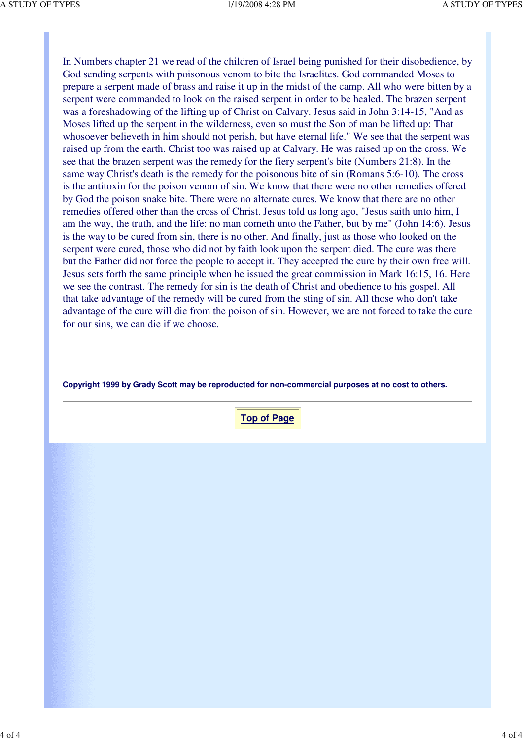In Numbers chapter 21 we read of the children of Israel being punished for their disobedience, by God sending serpents with poisonous venom to bite the Israelites. God commanded Moses to prepare a serpent made of brass and raise it up in the midst of the camp. All who were bitten by a serpent were commanded to look on the raised serpent in order to be healed. The brazen serpent was a foreshadowing of the lifting up of Christ on Calvary. Jesus said in John 3:14-15, "And as Moses lifted up the serpent in the wilderness, even so must the Son of man be lifted up: That whosoever believeth in him should not perish, but have eternal life." We see that the serpent was raised up from the earth. Christ too was raised up at Calvary. He was raised up on the cross. We see that the brazen serpent was the remedy for the fiery serpent's bite (Numbers 21:8). In the same way Christ's death is the remedy for the poisonous bite of sin (Romans 5:6-10). The cross is the antitoxin for the poison venom of sin. We know that there were no other remedies offered by God the poison snake bite. There were no alternate cures. We know that there are no other remedies offered other than the cross of Christ. Jesus told us long ago, "Jesus saith unto him, I am the way, the truth, and the life: no man cometh unto the Father, but by me" (John 14:6). Jesus is the way to be cured from sin, there is no other. And finally, just as those who looked on the serpent were cured, those who did not by faith look upon the serpent died. The cure was there but the Father did not force the people to accept it. They accepted the cure by their own free will. Jesus sets forth the same principle when he issued the great commission in Mark 16:15, 16. Here we see the contrast. The remedy for sin is the death of Christ and obedience to his gospel. All that take advantage of the remedy will be cured from the sting of sin. All those who don't take advantage of the cure will die from the poison of sin. However, we are not forced to take the cure for our sins, we can die if we choose.

**Copyright 1999 by Grady Scott may be reproducted for non-commercial purposes at no cost to others.**

---

**Top of Page**